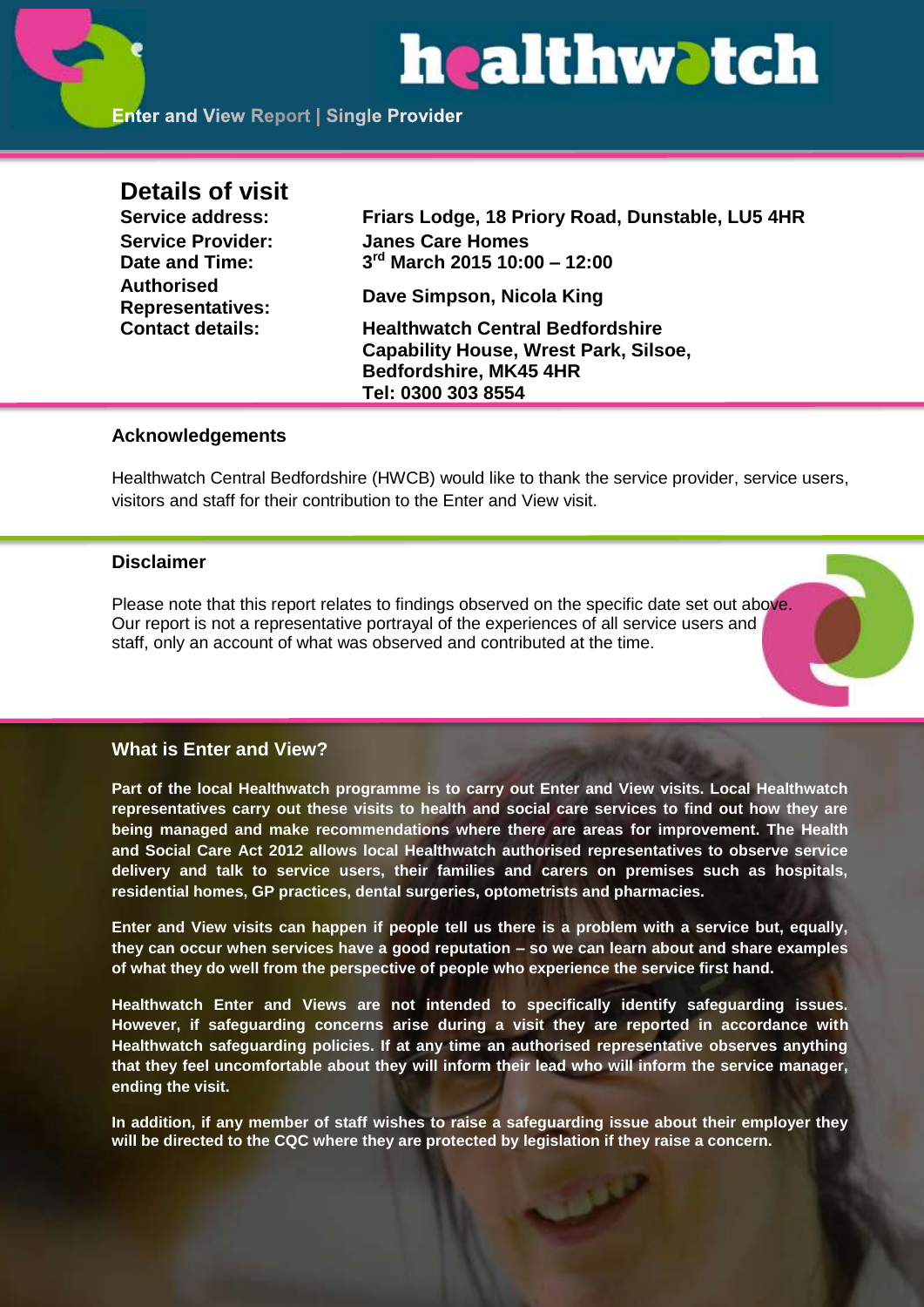# healthwatch

**Enter and View Report | Single Provider**

## Details of visit

| | |
|---|---|
| **Service address:** | **Friars Lodge, 18 Priory Road, Dunstable, LU5 4HR** |
| **Service Provider:** | **Janes Care Homes** |
| **Date and Time:** | **3rd March 2015 10:00 – 12:00** |
| **Authorised Representatives:** | **Dave Simpson, Nicola King** |
| **Contact details:** | **Healthwatch Central Bedfordshire Capability House, Wrest Park, Silsoe, Bedfordshire, MK45 4HR Tel: 0300 303 8554** |

### Acknowledgements

Healthwatch Central Bedfordshire (HWCB) would like to thank the service provider, service users, visitors and staff for their contribution to the Enter and View visit.

### Disclaimer

Please note that this report relates to findings observed on the specific date set out above. Our report is not a representative portrayal of the experiences of all service users and staff, only an account of what was observed and contributed at the time.

### What is Enter and View?

**Part of the local Healthwatch programme is to carry out Enter and View visits. Local Healthwatch representatives carry out these visits to health and social care services to find out how they are being managed and make recommendations where there are areas for improvement. The Health and Social Care Act 2012 allows local Healthwatch authorised representatives to observe service delivery and talk to service users, their families and carers on premises such as hospitals, residential homes, GP practices, dental surgeries, optometrists and pharmacies.**

**Enter and View visits can happen if people tell us there is a problem with a service but, equally, they can occur when services have a good reputation – so we can learn about and share examples of what they do well from the perspective of people who experience the service first hand.**

**Healthwatch Enter and Views are not intended to specifically identify safeguarding issues. However, if safeguarding concerns arise during a visit they are reported in accordance with Healthwatch safeguarding policies. If at any time an authorised representative observes anything that they feel uncomfortable about they will inform their lead who will inform the service manager, ending the visit.**

**In addition, if any member of staff wishes to raise a safeguarding issue about their employer they will be directed to the CQC where they are protected by legislation if they raise a concern.**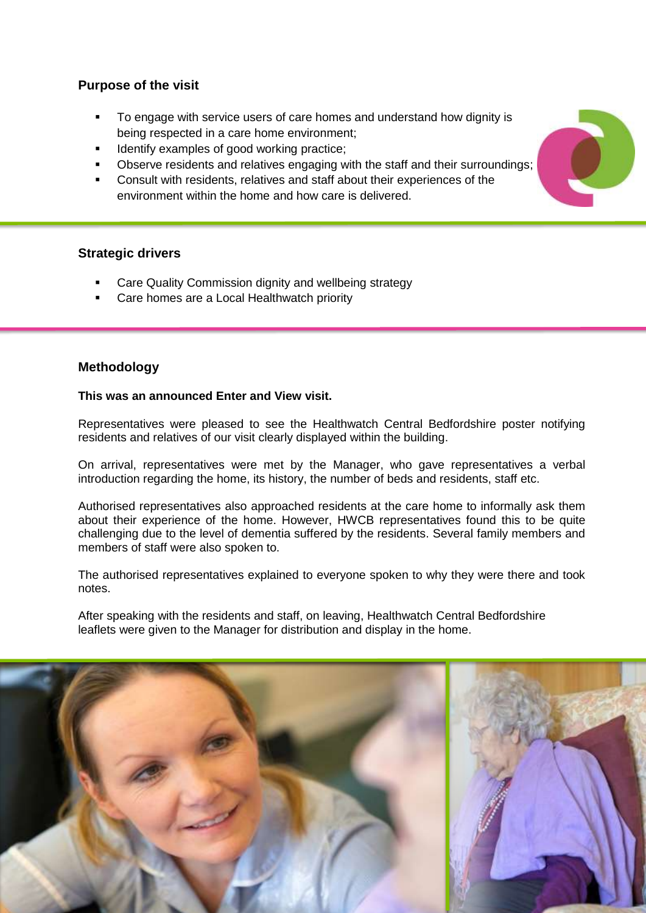## Purpose of the visit

- To engage with service users of care homes and understand how dignity is being respected in a care home environment;
- Identify examples of good working practice;
- Observe residents and relatives engaging with the staff and their surroundings;
- Consult with residents, relatives and staff about their experiences of the environment within the home and how care is delivered.

## Strategic drivers

- Care Quality Commission dignity and wellbeing strategy
- Care homes are a Local Healthwatch priority

## Methodology

**This was an announced Enter and View visit.**

Representatives were pleased to see the Healthwatch Central Bedfordshire poster notifying residents and relatives of our visit clearly displayed within the building.

On arrival, representatives were met by the Manager, who gave representatives a verbal introduction regarding the home, its history, the number of beds and residents, staff etc.

Authorised representatives also approached residents at the care home to informally ask them about their experience of the home. However, HWCB representatives found this to be quite challenging due to the level of dementia suffered by the residents. Several family members and members of staff were also spoken to.

The authorised representatives explained to everyone spoken to why they were there and took notes.

After speaking with the residents and staff, on leaving, Healthwatch Central Bedfordshire leaflets were given to the Manager for distribution and display in the home.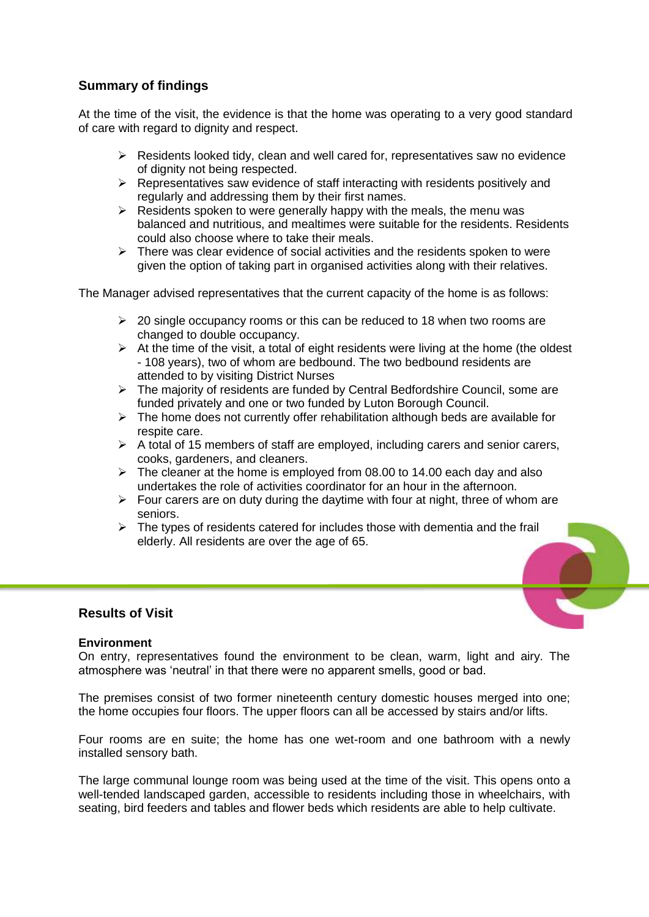## Summary of findings

At the time of the visit, the evidence is that the home was operating to a very good standard of care with regard to dignity and respect.

- Residents looked tidy, clean and well cared for, representatives saw no evidence of dignity not being respected.
- Representatives saw evidence of staff interacting with residents positively and regularly and addressing them by their first names.
- Residents spoken to were generally happy with the meals, the menu was balanced and nutritious, and mealtimes were suitable for the residents. Residents could also choose where to take their meals.
- There was clear evidence of social activities and the residents spoken to were given the option of taking part in organised activities along with their relatives.

The Manager advised representatives that the current capacity of the home is as follows:

- 20 single occupancy rooms or this can be reduced to 18 when two rooms are changed to double occupancy.
- At the time of the visit, a total of eight residents were living at the home (the oldest - 108 years), two of whom are bedbound. The two bedbound residents are attended to by visiting District Nurses
- The majority of residents are funded by Central Bedfordshire Council, some are funded privately and one or two funded by Luton Borough Council.
- The home does not currently offer rehabilitation although beds are available for respite care.
- A total of 15 members of staff are employed, including carers and senior carers, cooks, gardeners, and cleaners.
- The cleaner at the home is employed from 08.00 to 14.00 each day and also undertakes the role of activities coordinator for an hour in the afternoon.
- Four carers are on duty during the daytime with four at night, three of whom are seniors.
- The types of residents catered for includes those with dementia and the frail elderly. All residents are over the age of 65.

## Results of Visit

### Environment

On entry, representatives found the environment to be clean, warm, light and airy. The atmosphere was 'neutral' in that there were no apparent smells, good or bad.

The premises consist of two former nineteenth century domestic houses merged into one; the home occupies four floors. The upper floors can all be accessed by stairs and/or lifts.

Four rooms are en suite; the home has one wet-room and one bathroom with a newly installed sensory bath.

The large communal lounge room was being used at the time of the visit. This opens onto a well-tended landscaped garden, accessible to residents including those in wheelchairs, with seating, bird feeders and tables and flower beds which residents are able to help cultivate.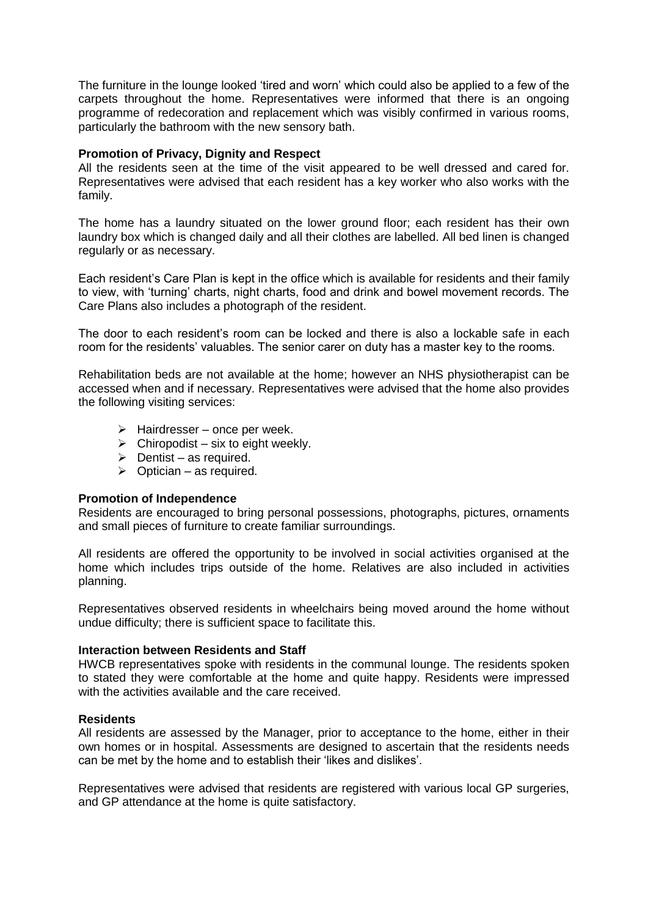The furniture in the lounge looked 'tired and worn' which could also be applied to a few of the carpets throughout the home. Representatives were informed that there is an ongoing programme of redecoration and replacement which was visibly confirmed in various rooms, particularly the bathroom with the new sensory bath.

**Promotion of Privacy, Dignity and Respect**

All the residents seen at the time of the visit appeared to be well dressed and cared for. Representatives were advised that each resident has a key worker who also works with the family.

The home has a laundry situated on the lower ground floor; each resident has their own laundry box which is changed daily and all their clothes are labelled. All bed linen is changed regularly or as necessary.

Each resident's Care Plan is kept in the office which is available for residents and their family to view, with 'turning' charts, night charts, food and drink and bowel movement records. The Care Plans also includes a photograph of the resident.

The door to each resident's room can be locked and there is also a lockable safe in each room for the residents' valuables. The senior carer on duty has a master key to the rooms.

Rehabilitation beds are not available at the home; however an NHS physiotherapist can be accessed when and if necessary. Representatives were advised that the home also provides the following visiting services:

- Hairdresser – once per week.
- Chiropodist – six to eight weekly.
- Dentist – as required.
- Optician – as required.

**Promotion of Independence**

Residents are encouraged to bring personal possessions, photographs, pictures, ornaments and small pieces of furniture to create familiar surroundings.

All residents are offered the opportunity to be involved in social activities organised at the home which includes trips outside of the home. Relatives are also included in activities planning.

Representatives observed residents in wheelchairs being moved around the home without undue difficulty; there is sufficient space to facilitate this.

**Interaction between Residents and Staff**

HWCB representatives spoke with residents in the communal lounge. The residents spoken to stated they were comfortable at the home and quite happy. Residents were impressed with the activities available and the care received.

**Residents**

All residents are assessed by the Manager, prior to acceptance to the home, either in their own homes or in hospital. Assessments are designed to ascertain that the residents needs can be met by the home and to establish their 'likes and dislikes'.

Representatives were advised that residents are registered with various local GP surgeries, and GP attendance at the home is quite satisfactory.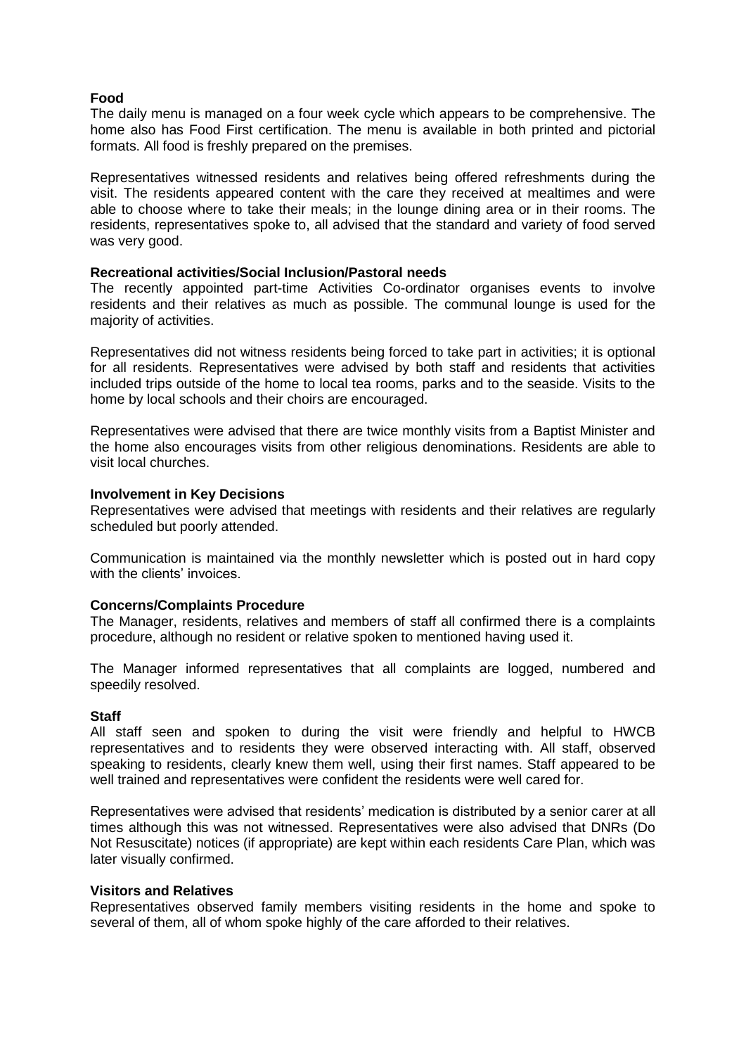**Food**

The daily menu is managed on a four week cycle which appears to be comprehensive. The home also has Food First certification. The menu is available in both printed and pictorial formats. All food is freshly prepared on the premises.

Representatives witnessed residents and relatives being offered refreshments during the visit. The residents appeared content with the care they received at mealtimes and were able to choose where to take their meals; in the lounge dining area or in their rooms. The residents, representatives spoke to, all advised that the standard and variety of food served was very good.

**Recreational activities/Social Inclusion/Pastoral needs**

The recently appointed part-time Activities Co-ordinator organises events to involve residents and their relatives as much as possible. The communal lounge is used for the majority of activities.

Representatives did not witness residents being forced to take part in activities; it is optional for all residents. Representatives were advised by both staff and residents that activities included trips outside of the home to local tea rooms, parks and to the seaside. Visits to the home by local schools and their choirs are encouraged.

Representatives were advised that there are twice monthly visits from a Baptist Minister and the home also encourages visits from other religious denominations. Residents are able to visit local churches.

**Involvement in Key Decisions**

Representatives were advised that meetings with residents and their relatives are regularly scheduled but poorly attended.

Communication is maintained via the monthly newsletter which is posted out in hard copy with the clients' invoices.

**Concerns/Complaints Procedure**

The Manager, residents, relatives and members of staff all confirmed there is a complaints procedure, although no resident or relative spoken to mentioned having used it.

The Manager informed representatives that all complaints are logged, numbered and speedily resolved.

**Staff**

All staff seen and spoken to during the visit were friendly and helpful to HWCB representatives and to residents they were observed interacting with. All staff, observed speaking to residents, clearly knew them well, using their first names. Staff appeared to be well trained and representatives were confident the residents were well cared for.

Representatives were advised that residents' medication is distributed by a senior carer at all times although this was not witnessed. Representatives were also advised that DNRs (Do Not Resuscitate) notices (if appropriate) are kept within each residents Care Plan, which was later visually confirmed.

**Visitors and Relatives**

Representatives observed family members visiting residents in the home and spoke to several of them, all of whom spoke highly of the care afforded to their relatives.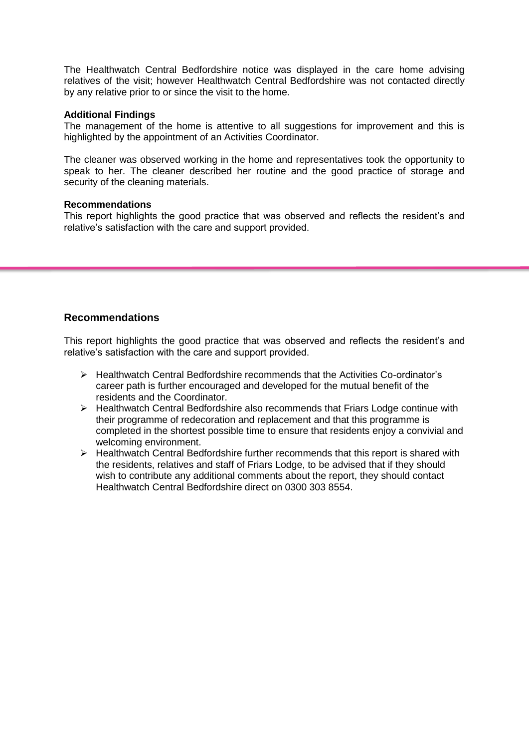The Healthwatch Central Bedfordshire notice was displayed in the care home advising relatives of the visit; however Healthwatch Central Bedfordshire was not contacted directly by any relative prior to or since the visit to the home.

**Additional Findings**

The management of the home is attentive to all suggestions for improvement and this is highlighted by the appointment of an Activities Coordinator.

The cleaner was observed working in the home and representatives took the opportunity to speak to her. The cleaner described her routine and the good practice of storage and security of the cleaning materials.

**Recommendations**

This report highlights the good practice that was observed and reflects the resident's and relative's satisfaction with the care and support provided.

---

## Recommendations

This report highlights the good practice that was observed and reflects the resident's and relative's satisfaction with the care and support provided.

- Healthwatch Central Bedfordshire recommends that the Activities Co-ordinator's career path is further encouraged and developed for the mutual benefit of the residents and the Coordinator.
- Healthwatch Central Bedfordshire also recommends that Friars Lodge continue with their programme of redecoration and replacement and that this programme is completed in the shortest possible time to ensure that residents enjoy a convivial and welcoming environment.
- Healthwatch Central Bedfordshire further recommends that this report is shared with the residents, relatives and staff of Friars Lodge, to be advised that if they should wish to contribute any additional comments about the report, they should contact Healthwatch Central Bedfordshire direct on 0300 303 8554.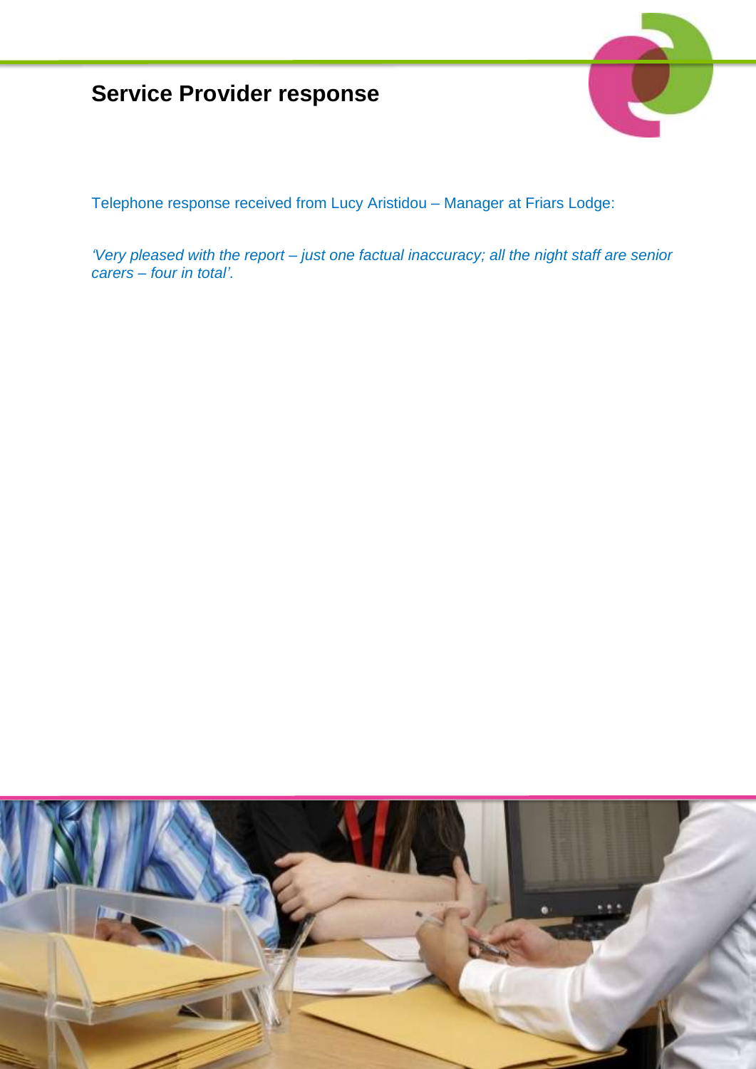# Service Provider response

Telephone response received from Lucy Aristidou – Manager at Friars Lodge:

*'Very pleased with the report – just one factual inaccuracy; all the night staff are senior carers – four in total'.*